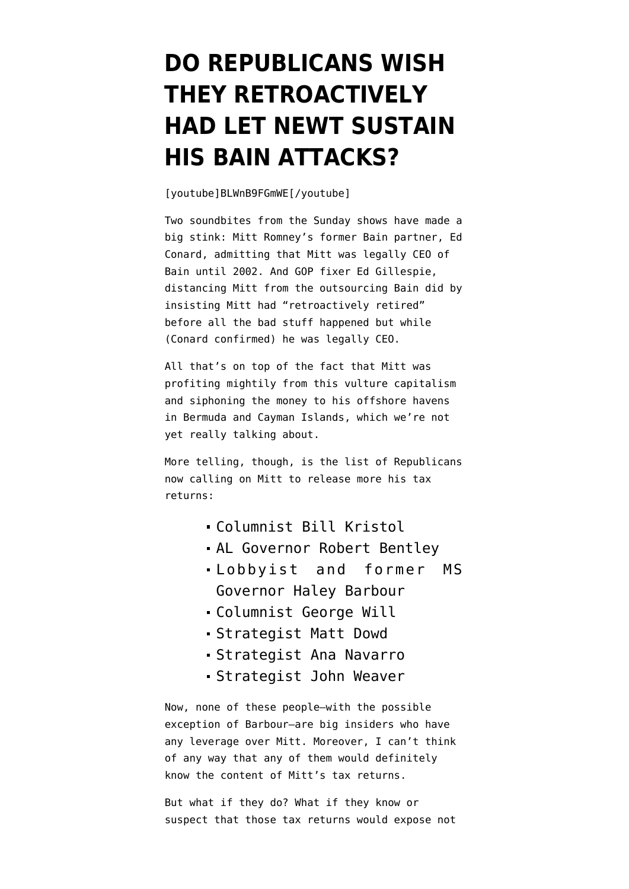# DO REPUBLICANS WISH THEY RETROACTIVELY HAD LET NEWT SUSTAIN HIS BAIN ATTACKS?

[youtube]BLWnB9FGmWE[/youtube]

Two soundbites from the Sunday shows have made a big stink: Mitt Romney's former Bain partner, Ed Conard, admitting that Mitt was legally CEO of Bain until 2002. And GOP fixer Ed Gillespie, distancing Mitt from the outsourcing Bain did by insisting Mitt had "retroactively retired" before all the bad stuff happened but while (Conard confirmed) he was legally CEO.

All that's on top of the fact that Mitt was profiting mightily from this vulture capitalism and siphoning the money to his offshore havens in Bermuda and Cayman Islands, which we're not yet really talking about.

More telling, though, is the list of Republicans now calling on Mitt to release more his tax returns:

- Columnist Bill Kristol
- AL Governor Robert Bentley
- Lobbyist and former MS Governor Haley Barbour
- Columnist George Will
- Strategist Matt Dowd
- Strategist Ana Navarro
- Strategist John Weaver

Now, none of these people—with the possible exception of Barbour—are big insiders who have any leverage over Mitt. Moreover, I can't think of any way that any of them would definitely know the content of Mitt's tax returns.

But what if they do? What if they know or suspect that those tax returns would expose not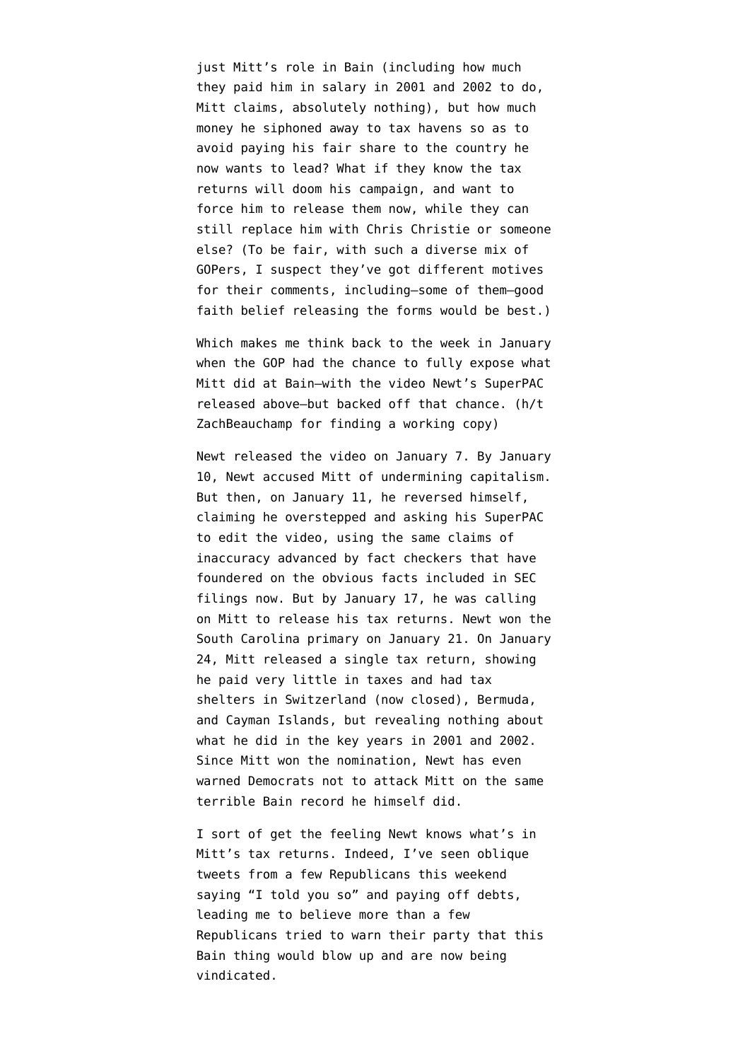just Mitt's role in Bain (including how much they paid him in salary in 2001 and 2002 to do, Mitt claims, absolutely nothing), but how much money he siphoned away to tax havens so as to avoid paying his fair share to the country he now wants to lead? What if they know the tax returns will doom his campaign, and want to force him to release them now, while they can still replace him with Chris Christie or someone else? (To be fair, with such a diverse mix of GOPers, I suspect they've got different motives for their comments, including—some of them—good faith belief releasing the forms would be best.)

Which makes me think back to the week in January when the GOP had the chance to fully expose what Mitt did at Bain—with the video Newt's SuperPAC released above—but backed off that chance. (h/t ZachBeauchamp for finding a working copy)

Newt released the video on January 7. By January 10, Newt accused Mitt of undermining capitalism. But then, on January 11, he reversed himself, claiming he overstepped and asking his SuperPAC to edit the video, using the same claims of inaccuracy advanced by fact checkers that have foundered on the obvious facts included in SEC filings now. But by January 17, he was calling on Mitt to release his tax returns. Newt won the South Carolina primary on January 21. On January 24, Mitt released a single tax return, showing he paid very little in taxes and had tax shelters in Switzerland (now closed), Bermuda, and Cayman Islands, but revealing nothing about what he did in the key years in 2001 and 2002. Since Mitt won the nomination, Newt has even warned Democrats not to attack Mitt on the same terrible Bain record he himself did.

I sort of get the feeling Newt knows what's in Mitt's tax returns. Indeed, I've seen oblique tweets from a few Republicans this weekend saying "I told you so" and paying off debts, leading me to believe more than a few Republicans tried to warn their party that this Bain thing would blow up and are now being vindicated.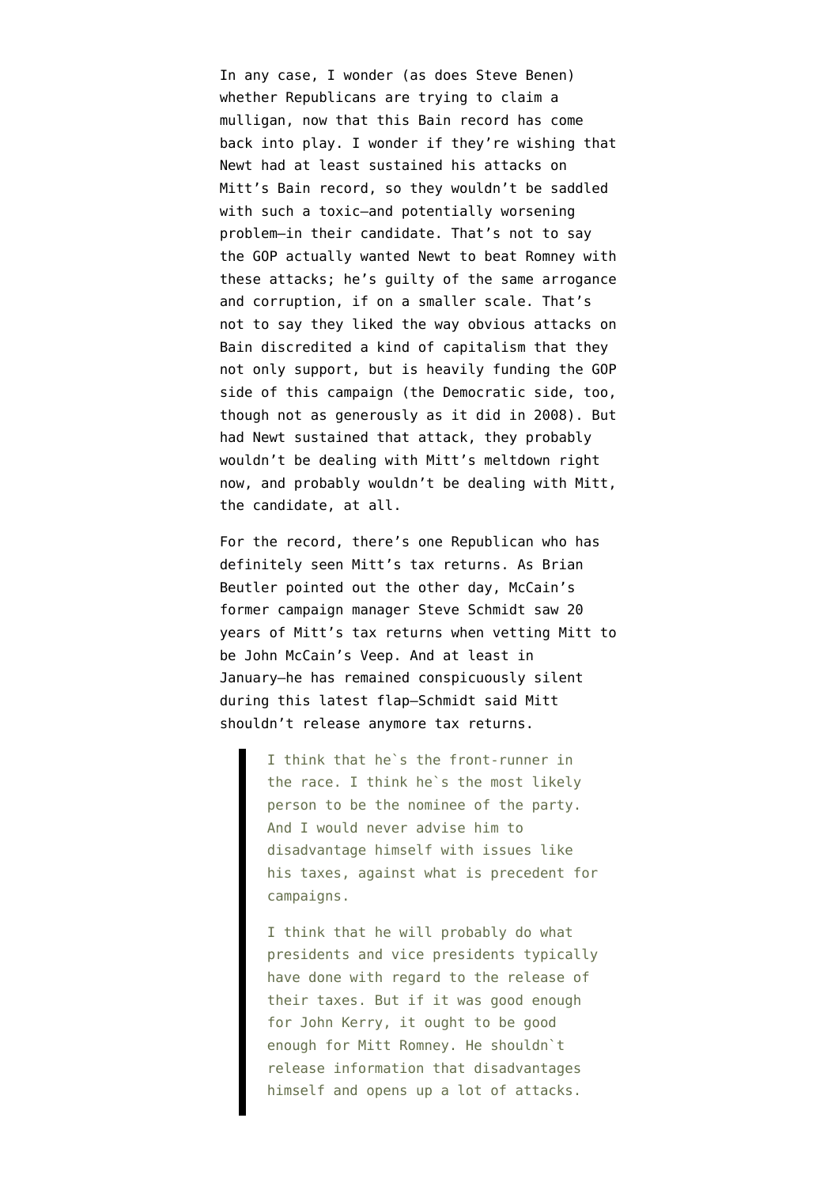In any case, I wonder (as does Steve Benen) whether Republicans are trying to claim a mulligan, now that this Bain record has come back into play. I wonder if they're wishing that Newt had at least sustained his attacks on Mitt's Bain record, so they wouldn't be saddled with such a toxic–and potentially worsening problem–in their candidate. That's not to say the GOP actually wanted Newt to beat Romney with these attacks; he's guilty of the same arrogance and corruption, if on a smaller scale. That's not to say they liked the way obvious attacks on Bain discredited a kind of capitalism that they not only support, but is heavily funding the GOP side of this campaign (the Democratic side, too, though not as generously as it did in 2008). But had Newt sustained that attack, they probably wouldn't be dealing with Mitt's meltdown right now, and probably wouldn't be dealing with Mitt, the candidate, at all.

For the record, there's one Republican who has definitely seen Mitt's tax returns. As Brian Beutler pointed out the other day, McCain's former campaign manager Steve Schmidt saw 20 years of Mitt's tax returns when vetting Mitt to be John McCain's Veep. And at least in January–he has remained conspicuously silent during this latest flap–Schmidt said Mitt shouldn't release anymore tax returns.

> I think that he`s the front-runner in the race. I think he`s the most likely person to be the nominee of the party. And I would never advise him to disadvantage himself with issues like his taxes, against what is precedent for campaigns.
>
> I think that he will probably do what presidents and vice presidents typically have done with regard to the release of their taxes. But if it was good enough for John Kerry, it ought to be good enough for Mitt Romney. He shouldn`t release information that disadvantages himself and opens up a lot of attacks.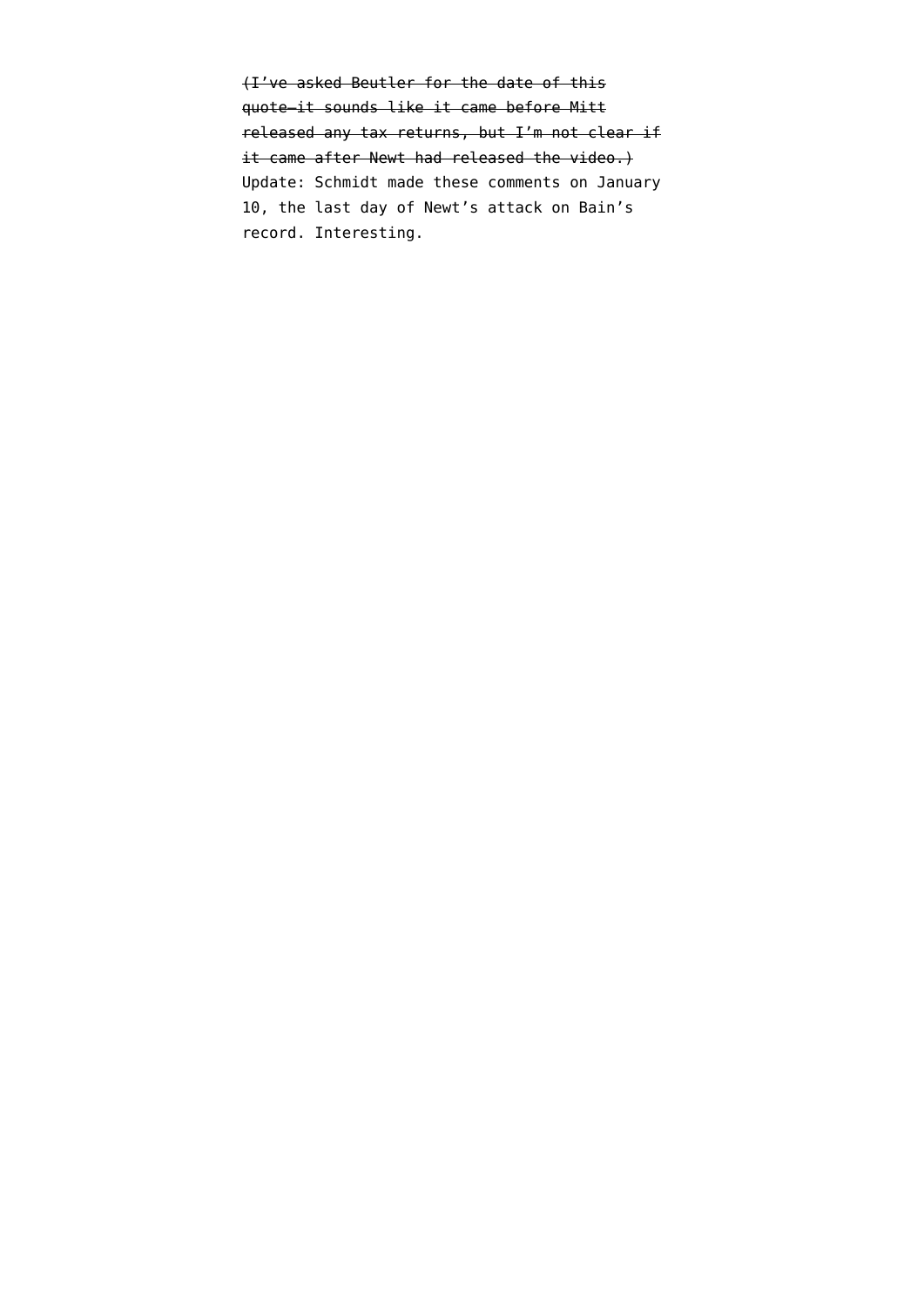~~(I've asked Beutler for the date of this quote—it sounds like it came before Mitt released any tax returns, but I'm not clear if it came after Newt had released the video.)~~ Update: Schmidt made these comments on January 10, the last day of Newt's attack on Bain's record. Interesting.